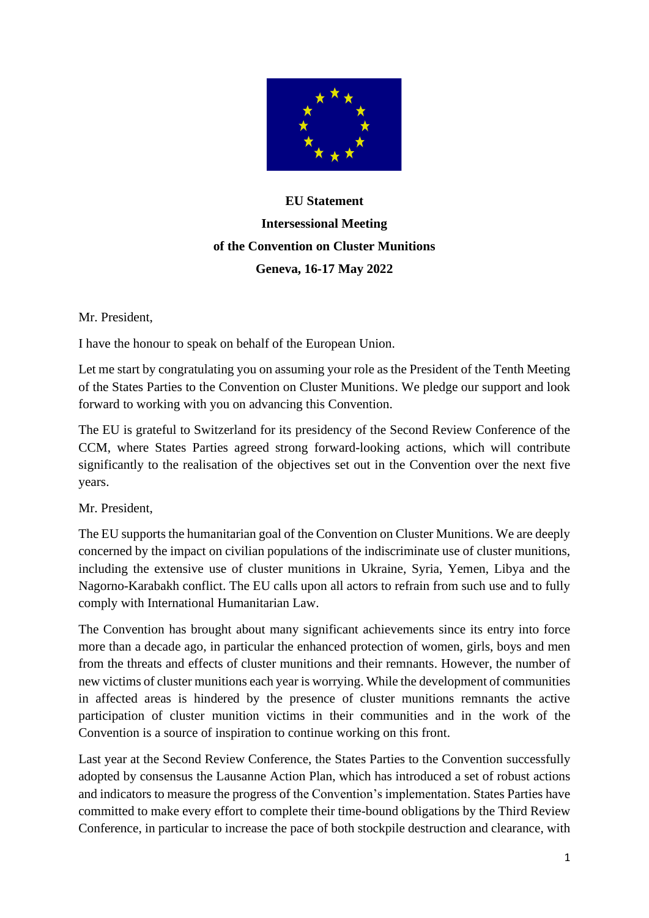**EU Statement**

**Intersessional Meeting**

**of the Convention on Cluster Munitions**

**Geneva, 16-17 May 2022**

Mr. President,

I have the honour to speak on behalf of the European Union.

Let me start by congratulating you on assuming your role as the President of the Tenth Meeting of the States Parties to the Convention on Cluster Munitions. We pledge our support and look forward to working with you on advancing this Convention.

The EU is grateful to Switzerland for its presidency of the Second Review Conference of the CCM, where States Parties agreed strong forward-looking actions, which will contribute significantly to the realisation of the objectives set out in the Convention over the next five years.

Mr. President,

The EU supports the humanitarian goal of the Convention on Cluster Munitions. We are deeply concerned by the impact on civilian populations of the indiscriminate use of cluster munitions, including the extensive use of cluster munitions in Ukraine, Syria, Yemen, Libya and the Nagorno-Karabakh conflict. The EU calls upon all actors to refrain from such use and to fully comply with International Humanitarian Law.

The Convention has brought about many significant achievements since its entry into force more than a decade ago, in particular the enhanced protection of women, girls, boys and men from the threats and effects of cluster munitions and their remnants. However, the number of new victims of cluster munitions each year is worrying. While the development of communities in affected areas is hindered by the presence of cluster munitions remnants the active participation of cluster munition victims in their communities and in the work of the Convention is a source of inspiration to continue working on this front.

Last year at the Second Review Conference, the States Parties to the Convention successfully adopted by consensus the Lausanne Action Plan, which has introduced a set of robust actions and indicators to measure the progress of the Convention's implementation. States Parties have committed to make every effort to complete their time-bound obligations by the Third Review Conference, in particular to increase the pace of both stockpile destruction and clearance, with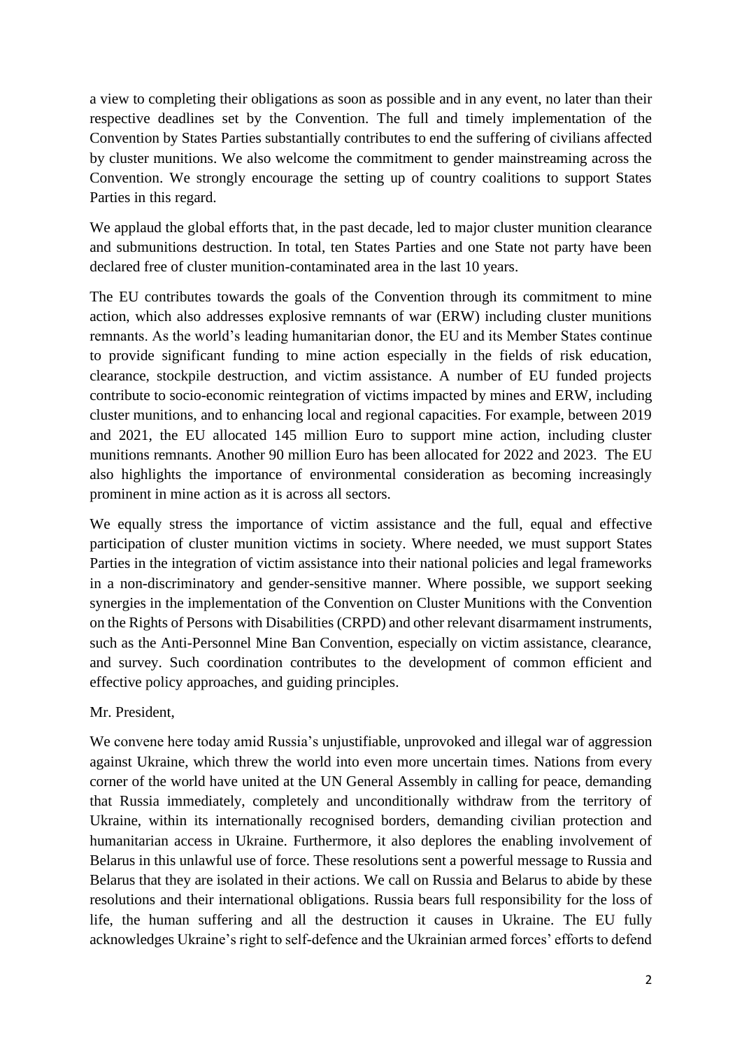a view to completing their obligations as soon as possible and in any event, no later than their respective deadlines set by the Convention. The full and timely implementation of the Convention by States Parties substantially contributes to end the suffering of civilians affected by cluster munitions. We also welcome the commitment to gender mainstreaming across the Convention. We strongly encourage the setting up of country coalitions to support States Parties in this regard.

We applaud the global efforts that, in the past decade, led to major cluster munition clearance and submunitions destruction. In total, ten States Parties and one State not party have been declared free of cluster munition-contaminated area in the last 10 years.

The EU contributes towards the goals of the Convention through its commitment to mine action, which also addresses explosive remnants of war (ERW) including cluster munitions remnants. As the world's leading humanitarian donor, the EU and its Member States continue to provide significant funding to mine action especially in the fields of risk education, clearance, stockpile destruction, and victim assistance. A number of EU funded projects contribute to socio-economic reintegration of victims impacted by mines and ERW, including cluster munitions, and to enhancing local and regional capacities. For example, between 2019 and 2021, the EU allocated 145 million Euro to support mine action, including cluster munitions remnants. Another 90 million Euro has been allocated for 2022 and 2023. The EU also highlights the importance of environmental consideration as becoming increasingly prominent in mine action as it is across all sectors.

We equally stress the importance of victim assistance and the full, equal and effective participation of cluster munition victims in society. Where needed, we must support States Parties in the integration of victim assistance into their national policies and legal frameworks in a non-discriminatory and gender-sensitive manner. Where possible, we support seeking synergies in the implementation of the Convention on Cluster Munitions with the Convention on the Rights of Persons with Disabilities (CRPD) and other relevant disarmament instruments, such as the Anti-Personnel Mine Ban Convention, especially on victim assistance, clearance, and survey. Such coordination contributes to the development of common efficient and effective policy approaches, and guiding principles.

Mr. President,

We convene here today amid Russia's unjustifiable, unprovoked and illegal war of aggression against Ukraine, which threw the world into even more uncertain times. Nations from every corner of the world have united at the UN General Assembly in calling for peace, demanding that Russia immediately, completely and unconditionally withdraw from the territory of Ukraine, within its internationally recognised borders, demanding civilian protection and humanitarian access in Ukraine. Furthermore, it also deplores the enabling involvement of Belarus in this unlawful use of force. These resolutions sent a powerful message to Russia and Belarus that they are isolated in their actions. We call on Russia and Belarus to abide by these resolutions and their international obligations. Russia bears full responsibility for the loss of life, the human suffering and all the destruction it causes in Ukraine. The EU fully acknowledges Ukraine's right to self-defence and the Ukrainian armed forces' efforts to defend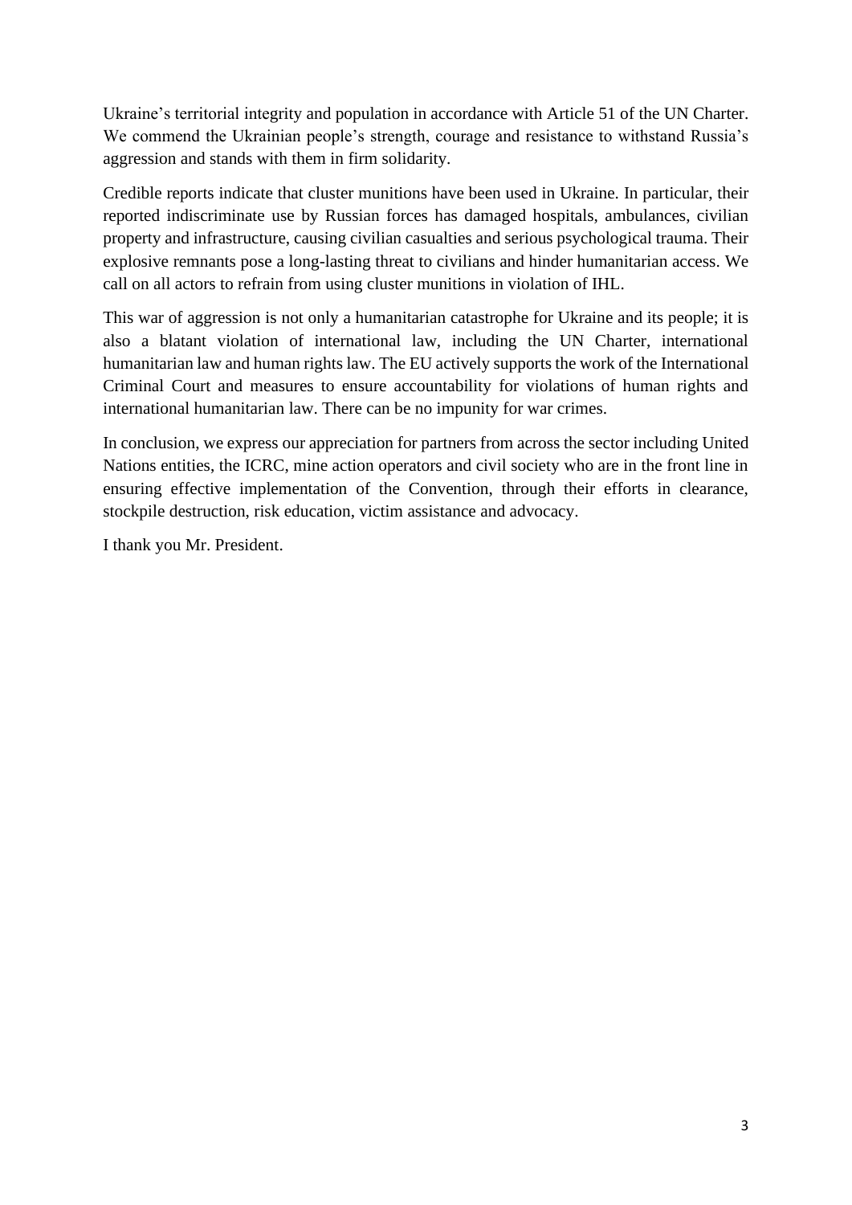Ukraine's territorial integrity and population in accordance with Article 51 of the UN Charter. We commend the Ukrainian people's strength, courage and resistance to withstand Russia's aggression and stands with them in firm solidarity.

Credible reports indicate that cluster munitions have been used in Ukraine. In particular, their reported indiscriminate use by Russian forces has damaged hospitals, ambulances, civilian property and infrastructure, causing civilian casualties and serious psychological trauma. Their explosive remnants pose a long-lasting threat to civilians and hinder humanitarian access. We call on all actors to refrain from using cluster munitions in violation of IHL.

This war of aggression is not only a humanitarian catastrophe for Ukraine and its people; it is also a blatant violation of international law, including the UN Charter, international humanitarian law and human rights law. The EU actively supports the work of the International Criminal Court and measures to ensure accountability for violations of human rights and international humanitarian law. There can be no impunity for war crimes.

In conclusion, we express our appreciation for partners from across the sector including United Nations entities, the ICRC, mine action operators and civil society who are in the front line in ensuring effective implementation of the Convention, through their efforts in clearance, stockpile destruction, risk education, victim assistance and advocacy.

I thank you Mr. President.